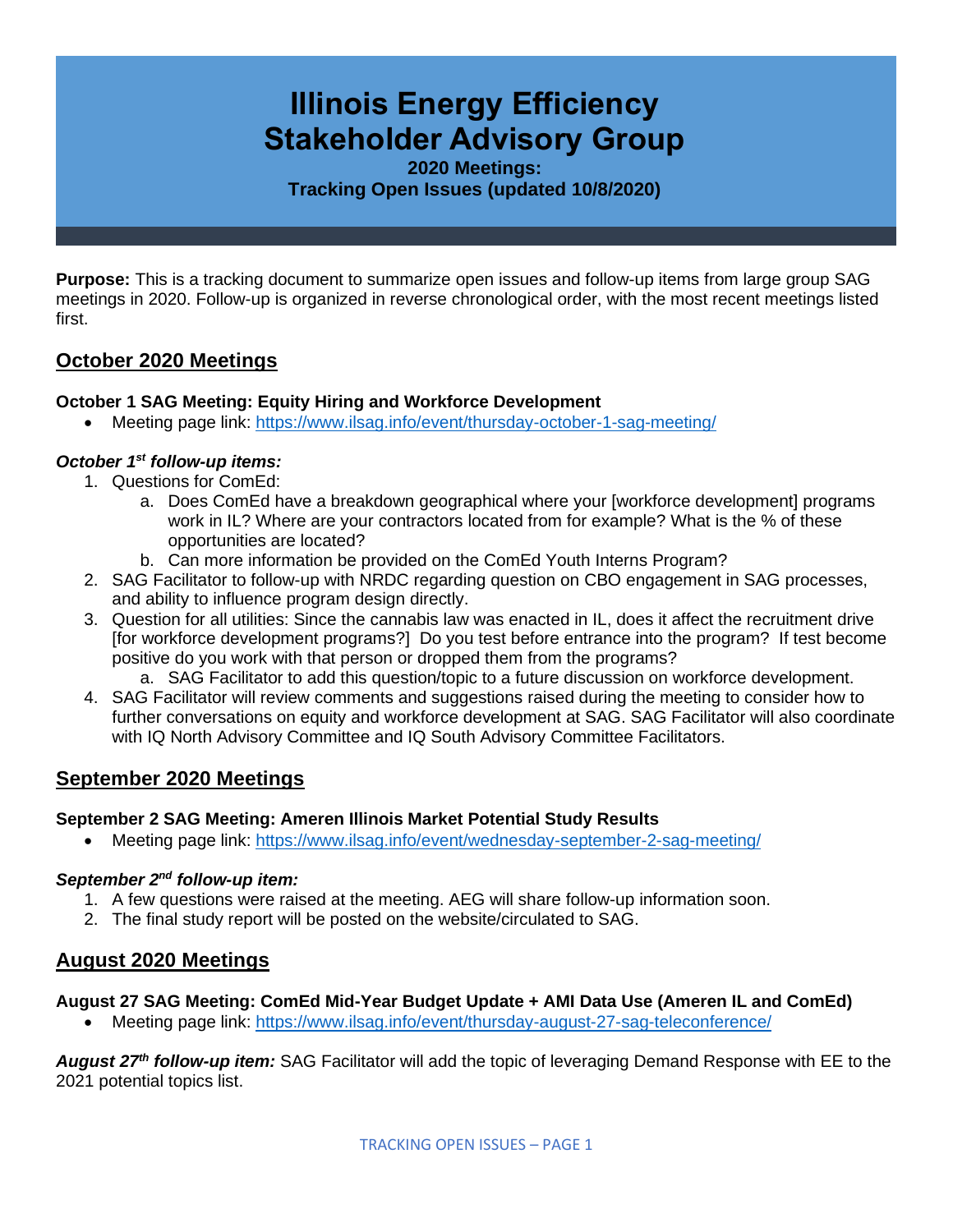# Illinois Energy Efficiency Stakeholder Advisory Group

**2020 Meetings:**
**Tracking Open Issues (updated 10/8/2020)**

**Purpose:** This is a tracking document to summarize open issues and follow-up items from large group SAG meetings in 2020. Follow-up is organized in reverse chronological order, with the most recent meetings listed first.

## October 2020 Meetings

### October 1 SAG Meeting: Equity Hiring and Workforce Development

- Meeting page link: https://www.ilsag.info/event/thursday-october-1-sag-meeting/

#### *October 1st follow-up items:*

1. Questions for ComEd:
   a. Does ComEd have a breakdown geographical where your [workforce development] programs work in IL? Where are your contractors located from for example? What is the % of these opportunities are located?
   b. Can more information be provided on the ComEd Youth Interns Program?
2. SAG Facilitator to follow-up with NRDC regarding question on CBO engagement in SAG processes, and ability to influence program design directly.
3. Question for all utilities: Since the cannabis law was enacted in IL, does it affect the recruitment drive [for workforce development programs?] Do you test before entrance into the program? If test become positive do you work with that person or dropped them from the programs?
   a. SAG Facilitator to add this question/topic to a future discussion on workforce development.
4. SAG Facilitator will review comments and suggestions raised during the meeting to consider how to further conversations on equity and workforce development at SAG. SAG Facilitator will also coordinate with IQ North Advisory Committee and IQ South Advisory Committee Facilitators.

## September 2020 Meetings

### September 2 SAG Meeting: Ameren Illinois Market Potential Study Results

- Meeting page link: https://www.ilsag.info/event/wednesday-september-2-sag-meeting/

#### *September 2nd follow-up item:*

1. A few questions were raised at the meeting. AEG will share follow-up information soon.
2. The final study report will be posted on the website/circulated to SAG.

## August 2020 Meetings

### August 27 SAG Meeting: ComEd Mid-Year Budget Update + AMI Data Use (Ameren IL and ComEd)

- Meeting page link: https://www.ilsag.info/event/thursday-august-27-sag-teleconference/

***August 27th follow-up item:*** SAG Facilitator will add the topic of leveraging Demand Response with EE to the 2021 potential topics list.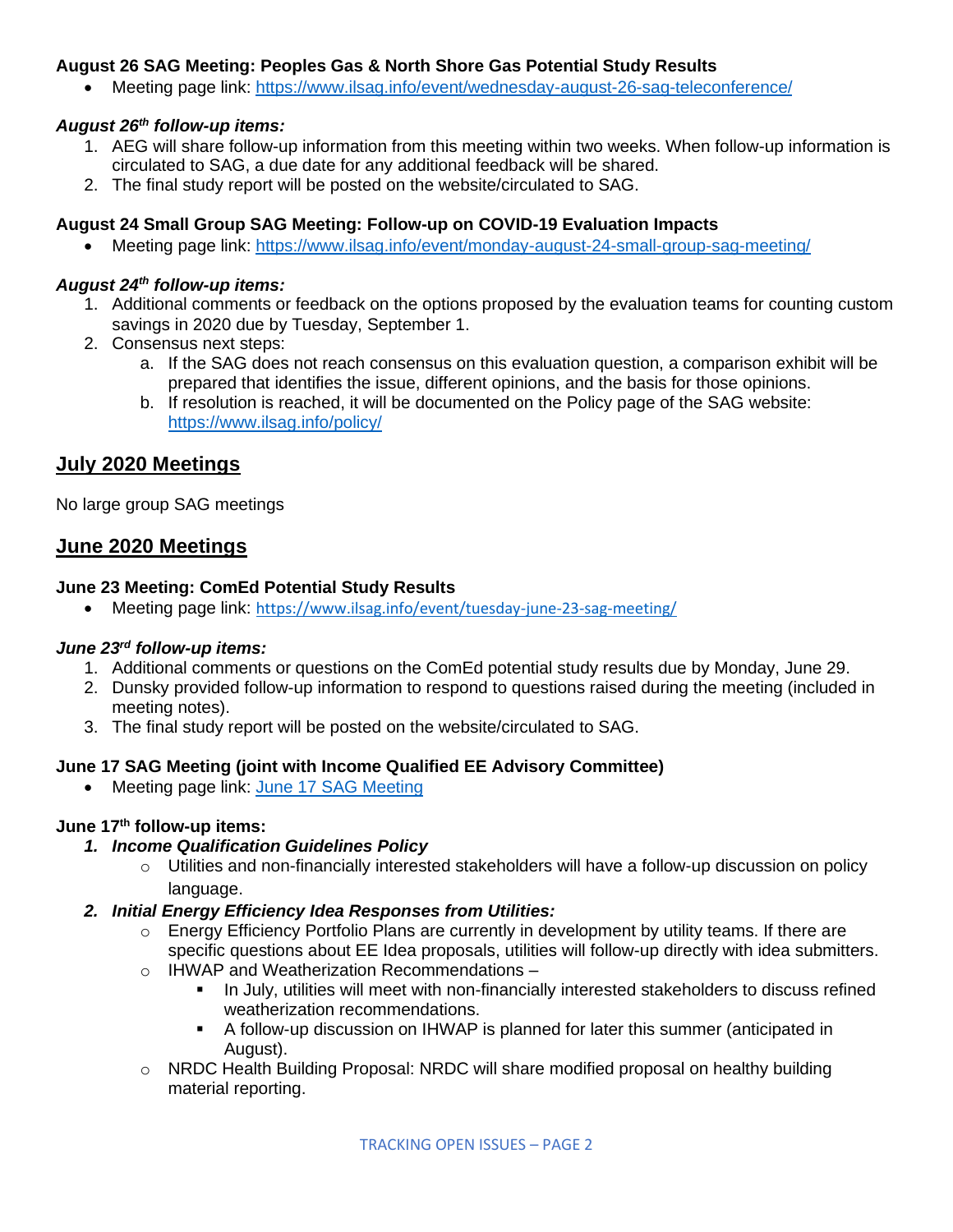**August 26 SAG Meeting: Peoples Gas & North Shore Gas Potential Study Results**

- Meeting page link: https://www.ilsag.info/event/wednesday-august-26-sag-teleconference/

***August 26th follow-up items:***

1. AEG will share follow-up information from this meeting within two weeks. When follow-up information is circulated to SAG, a due date for any additional feedback will be shared.
2. The final study report will be posted on the website/circulated to SAG.

**August 24 Small Group SAG Meeting: Follow-up on COVID-19 Evaluation Impacts**

- Meeting page link: https://www.ilsag.info/event/monday-august-24-small-group-sag-meeting/

***August 24th follow-up items:***

1. Additional comments or feedback on the options proposed by the evaluation teams for counting custom savings in 2020 due by Tuesday, September 1.
2. Consensus next steps:
   a. If the SAG does not reach consensus on this evaluation question, a comparison exhibit will be prepared that identifies the issue, different opinions, and the basis for those opinions.
   b. If resolution is reached, it will be documented on the Policy page of the SAG website: https://www.ilsag.info/policy/

## July 2020 Meetings

No large group SAG meetings

## June 2020 Meetings

**June 23 Meeting: ComEd Potential Study Results**

- Meeting page link: https://www.ilsag.info/event/tuesday-june-23-sag-meeting/

***June 23rd follow-up items:***

1. Additional comments or questions on the ComEd potential study results due by Monday, June 29.
2. Dunsky provided follow-up information to respond to questions raised during the meeting (included in meeting notes).
3. The final study report will be posted on the website/circulated to SAG.

**June 17 SAG Meeting (joint with Income Qualified EE Advisory Committee)**

- Meeting page link: June 17 SAG Meeting

**June 17th follow-up items:**

1. ***Income Qualification Guidelines Policy***
   - Utilities and non-financially interested stakeholders will have a follow-up discussion on policy language.
2. ***Initial Energy Efficiency Idea Responses from Utilities:***
   - Energy Efficiency Portfolio Plans are currently in development by utility teams. If there are specific questions about EE Idea proposals, utilities will follow-up directly with idea submitters.
   - IHWAP and Weatherization Recommendations –
     - In July, utilities will meet with non-financially interested stakeholders to discuss refined weatherization recommendations.
     - A follow-up discussion on IHWAP is planned for later this summer (anticipated in August).
   - NRDC Health Building Proposal: NRDC will share modified proposal on healthy building material reporting.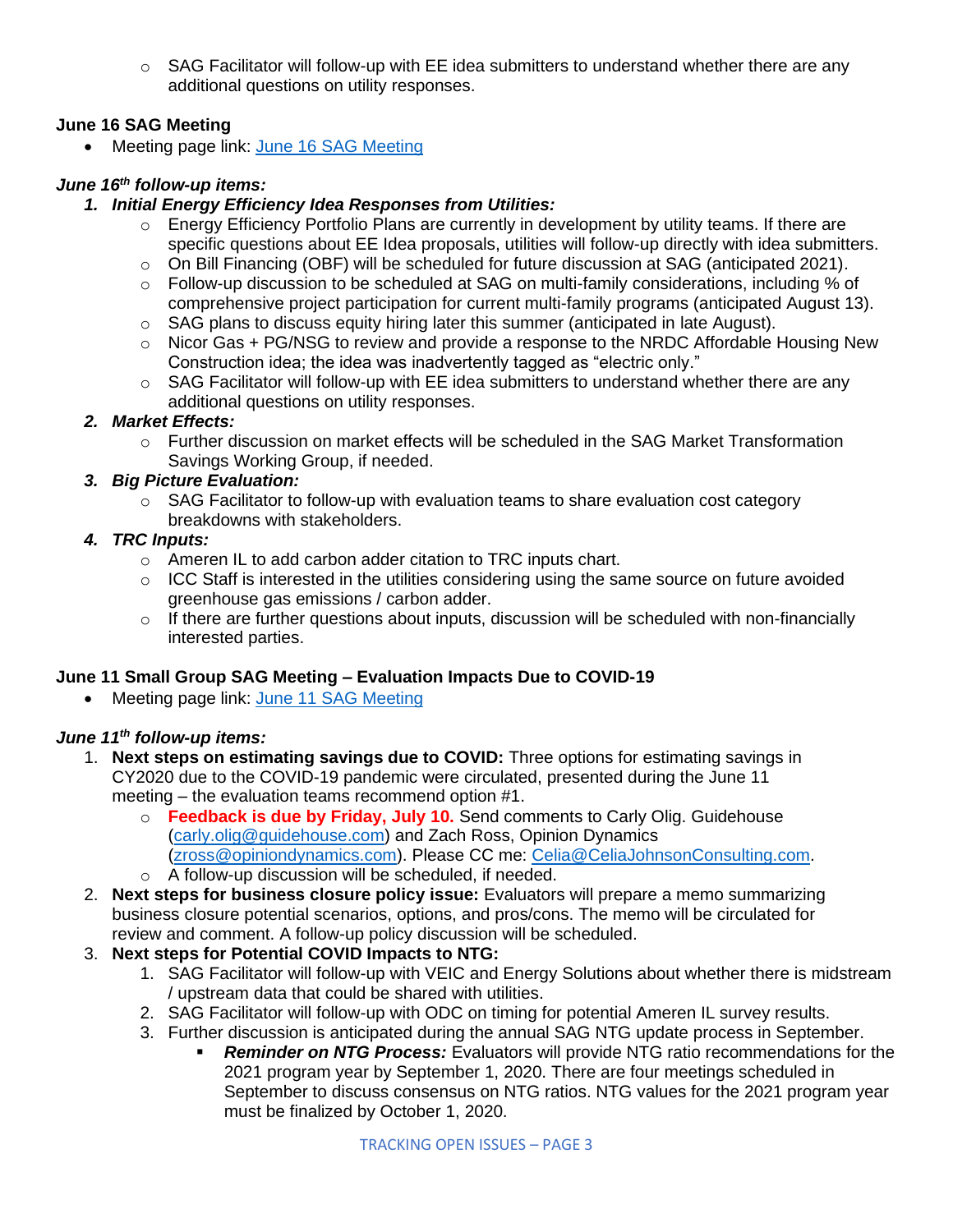- SAG Facilitator will follow-up with EE idea submitters to understand whether there are any additional questions on utility responses.

**June 16 SAG Meeting**

- Meeting page link: [June 16 SAG Meeting]

***June 16th follow-up items:***

1. ***Initial Energy Efficiency Idea Responses from Utilities:***
   - Energy Efficiency Portfolio Plans are currently in development by utility teams. If there are specific questions about EE Idea proposals, utilities will follow-up directly with idea submitters.
   - On Bill Financing (OBF) will be scheduled for future discussion at SAG (anticipated 2021).
   - Follow-up discussion to be scheduled at SAG on multi-family considerations, including % of comprehensive project participation for current multi-family programs (anticipated August 13).
   - SAG plans to discuss equity hiring later this summer (anticipated in late August).
   - Nicor Gas + PG/NSG to review and provide a response to the NRDC Affordable Housing New Construction idea; the idea was inadvertently tagged as "electric only."
   - SAG Facilitator will follow-up with EE idea submitters to understand whether there are any additional questions on utility responses.
2. ***Market Effects:***
   - Further discussion on market effects will be scheduled in the SAG Market Transformation Savings Working Group, if needed.
3. ***Big Picture Evaluation:***
   - SAG Facilitator to follow-up with evaluation teams to share evaluation cost category breakdowns with stakeholders.
4. ***TRC Inputs:***
   - Ameren IL to add carbon adder citation to TRC inputs chart.
   - ICC Staff is interested in the utilities considering using the same source on future avoided greenhouse gas emissions / carbon adder.
   - If there are further questions about inputs, discussion will be scheduled with non-financially interested parties.

**June 11 Small Group SAG Meeting – Evaluation Impacts Due to COVID-19**

- Meeting page link: [June 11 SAG Meeting]

***June 11th follow-up items:***

1. **Next steps on estimating savings due to COVID:** Three options for estimating savings in CY2020 due to the COVID-19 pandemic were circulated, presented during the June 11 meeting – the evaluation teams recommend option #1.
   - **Feedback is due by Friday, July 10.** Send comments to Carly Olig. Guidehouse (carly.olig@guidehouse.com) and Zach Ross, Opinion Dynamics (zross@opiniondynamics.com). Please CC me: Celia@CeliaJohnsonConsulting.com.
   - A follow-up discussion will be scheduled, if needed.
2. **Next steps for business closure policy issue:** Evaluators will prepare a memo summarizing business closure potential scenarios, options, and pros/cons. The memo will be circulated for review and comment. A follow-up policy discussion will be scheduled.
3. **Next steps for Potential COVID Impacts to NTG:**
   1. SAG Facilitator will follow-up with VEIC and Energy Solutions about whether there is midstream / upstream data that could be shared with utilities.
   2. SAG Facilitator will follow-up with ODC on timing for potential Ameren IL survey results.
   3. Further discussion is anticipated during the annual SAG NTG update process in September.
      - ***Reminder on NTG Process:*** Evaluators will provide NTG ratio recommendations for the 2021 program year by September 1, 2020. There are four meetings scheduled in September to discuss consensus on NTG ratios. NTG values for the 2021 program year must be finalized by October 1, 2020.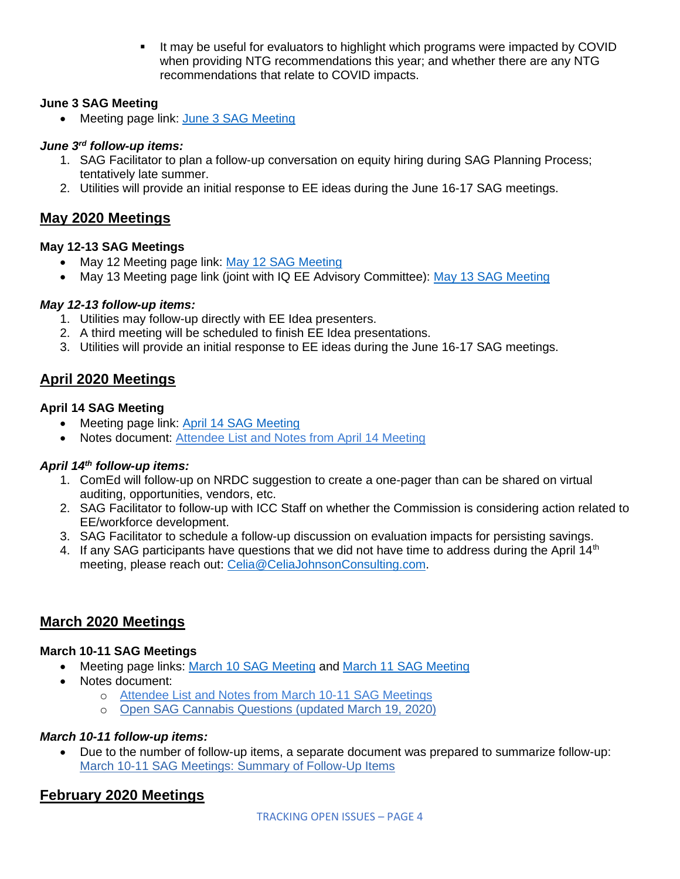- It may be useful for evaluators to highlight which programs were impacted by COVID when providing NTG recommendations this year; and whether there are any NTG recommendations that relate to COVID impacts.

**June 3 SAG Meeting**

- Meeting page link: [June 3 SAG Meeting]()

***June 3rd follow-up items:***

1. SAG Facilitator to plan a follow-up conversation on equity hiring during SAG Planning Process; tentatively late summer.
2. Utilities will provide an initial response to EE ideas during the June 16-17 SAG meetings.

## May 2020 Meetings

**May 12-13 SAG Meetings**

- May 12 Meeting page link: [May 12 SAG Meeting]()
- May 13 Meeting page link (joint with IQ EE Advisory Committee): [May 13 SAG Meeting]()

***May 12-13 follow-up items:***

1. Utilities may follow-up directly with EE Idea presenters.
2. A third meeting will be scheduled to finish EE Idea presentations.
3. Utilities will provide an initial response to EE ideas during the June 16-17 SAG meetings.

## April 2020 Meetings

**April 14 SAG Meeting**

- Meeting page link: [April 14 SAG Meeting]()
- Notes document: [Attendee List and Notes from April 14 Meeting]()

***April 14th follow-up items:***

1. ComEd will follow-up on NRDC suggestion to create a one-pager than can be shared on virtual auditing, opportunities, vendors, etc.
2. SAG Facilitator to follow-up with ICC Staff on whether the Commission is considering action related to EE/workforce development.
3. SAG Facilitator to schedule a follow-up discussion on evaluation impacts for persisting savings.
4. If any SAG participants have questions that we did not have time to address during the April 14th meeting, please reach out: Celia@CeliaJohnsonConsulting.com.

## March 2020 Meetings

**March 10-11 SAG Meetings**

- Meeting page links: [March 10 SAG Meeting]() and [March 11 SAG Meeting]()
- Notes document:
  - [Attendee List and Notes from March 10-11 SAG Meetings]()
  - [Open SAG Cannabis Questions (updated March 19, 2020)]()

***March 10-11 follow-up items:***

- Due to the number of follow-up items, a separate document was prepared to summarize follow-up: [March 10-11 SAG Meetings: Summary of Follow-Up Items]()

## February 2020 Meetings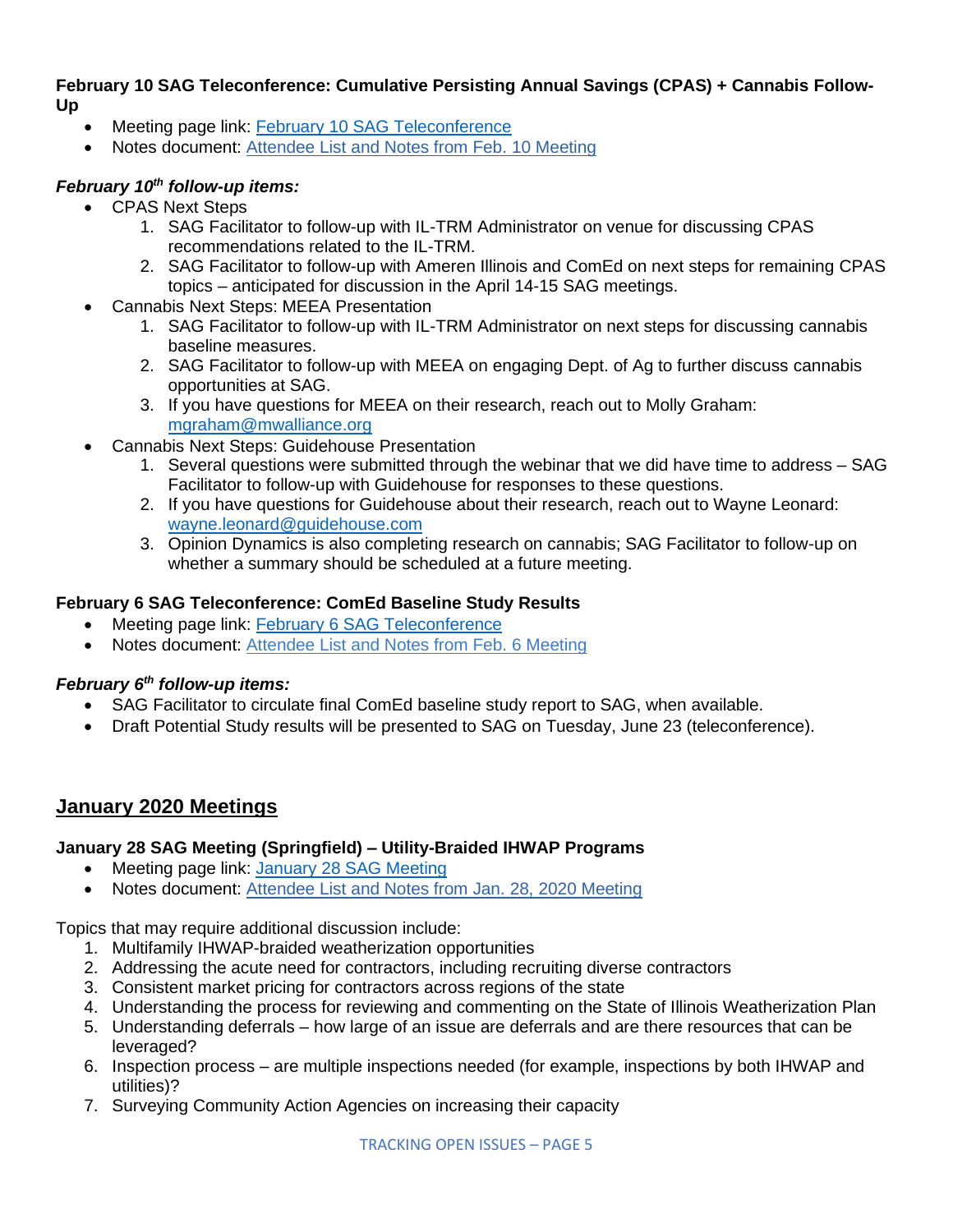**February 10 SAG Teleconference: Cumulative Persisting Annual Savings (CPAS) + Cannabis Follow-Up**

- Meeting page link: [February 10 SAG Teleconference]()
- Notes document: [Attendee List and Notes from Feb. 10 Meeting]()

***February 10th follow-up items:***

- CPAS Next Steps
  1. SAG Facilitator to follow-up with IL-TRM Administrator on venue for discussing CPAS recommendations related to the IL-TRM.
  2. SAG Facilitator to follow-up with Ameren Illinois and ComEd on next steps for remaining CPAS topics – anticipated for discussion in the April 14-15 SAG meetings.
- Cannabis Next Steps: MEEA Presentation
  1. SAG Facilitator to follow-up with IL-TRM Administrator on next steps for discussing cannabis baseline measures.
  2. SAG Facilitator to follow-up with MEEA on engaging Dept. of Ag to further discuss cannabis opportunities at SAG.
  3. If you have questions for MEEA on their research, reach out to Molly Graham: mgraham@mwalliance.org
- Cannabis Next Steps: Guidehouse Presentation
  1. Several questions were submitted through the webinar that we did have time to address – SAG Facilitator to follow-up with Guidehouse for responses to these questions.
  2. If you have questions for Guidehouse about their research, reach out to Wayne Leonard: wayne.leonard@guidehouse.com
  3. Opinion Dynamics is also completing research on cannabis; SAG Facilitator to follow-up on whether a summary should be scheduled at a future meeting.

**February 6 SAG Teleconference: ComEd Baseline Study Results**

- Meeting page link: [February 6 SAG Teleconference]()
- Notes document: [Attendee List and Notes from Feb. 6 Meeting]()

***February 6th follow-up items:***

- SAG Facilitator to circulate final ComEd baseline study report to SAG, when available.
- Draft Potential Study results will be presented to SAG on Tuesday, June 23 (teleconference).

## January 2020 Meetings

**January 28 SAG Meeting (Springfield) – Utility-Braided IHWAP Programs**

- Meeting page link: [January 28 SAG Meeting]()
- Notes document: [Attendee List and Notes from Jan. 28, 2020 Meeting]()

Topics that may require additional discussion include:

1. Multifamily IHWAP-braided weatherization opportunities
2. Addressing the acute need for contractors, including recruiting diverse contractors
3. Consistent market pricing for contractors across regions of the state
4. Understanding the process for reviewing and commenting on the State of Illinois Weatherization Plan
5. Understanding deferrals – how large of an issue are deferrals and are there resources that can be leveraged?
6. Inspection process – are multiple inspections needed (for example, inspections by both IHWAP and utilities)?
7. Surveying Community Action Agencies on increasing their capacity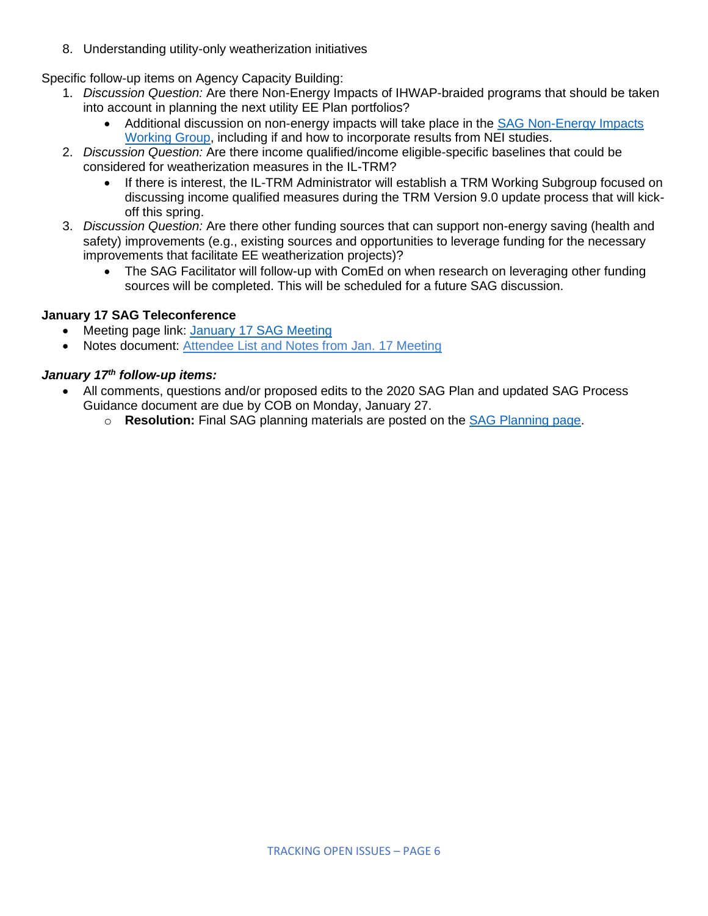8. Understanding utility-only weatherization initiatives

Specific follow-up items on Agency Capacity Building:

1. *Discussion Question:* Are there Non-Energy Impacts of IHWAP-braided programs that should be taken into account in planning the next utility EE Plan portfolios?
   - Additional discussion on non-energy impacts will take place in the SAG Non-Energy Impacts Working Group, including if and how to incorporate results from NEI studies.
2. *Discussion Question:* Are there income qualified/income eligible-specific baselines that could be considered for weatherization measures in the IL-TRM?
   - If there is interest, the IL-TRM Administrator will establish a TRM Working Subgroup focused on discussing income qualified measures during the TRM Version 9.0 update process that will kick-off this spring.
3. *Discussion Question:* Are there other funding sources that can support non-energy saving (health and safety) improvements (e.g., existing sources and opportunities to leverage funding for the necessary improvements that facilitate EE weatherization projects)?
   - The SAG Facilitator will follow-up with ComEd on when research on leveraging other funding sources will be completed. This will be scheduled for a future SAG discussion.

**January 17 SAG Teleconference**

- Meeting page link: January 17 SAG Meeting
- Notes document: Attendee List and Notes from Jan. 17 Meeting

***January 17th follow-up items:***

- All comments, questions and/or proposed edits to the 2020 SAG Plan and updated SAG Process Guidance document are due by COB on Monday, January 27.
  - **Resolution:** Final SAG planning materials are posted on the SAG Planning page.